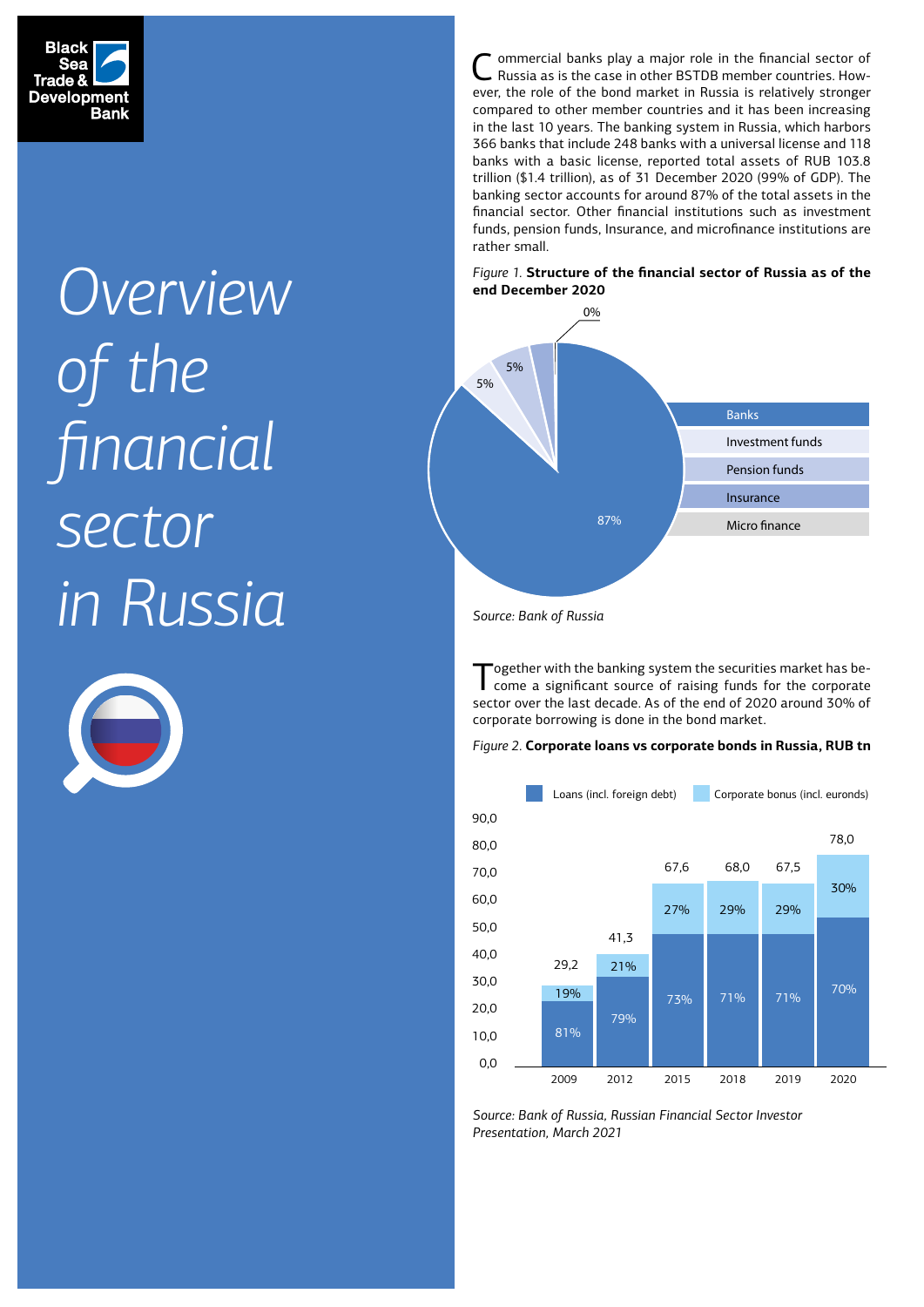Black Sea Trade & Development Bank

# Overview of the financial sector in Russia

Commercial banks play a major role in the financial sector of Russia as is the case in other BSTDB member countries. However, the role of the bond market in Russia is relatively stronger compared to other member countries and it has been increasing in the last 10 years. The banking system in Russia, which harbors 366 banks that include 248 banks with a universal license and 118 banks with a basic license, reported total assets of RUB 103.8 trillion ($1.4 trillion), as of 31 December 2020 (99% of GDP). The banking sector accounts for around 87% of the total assets in the financial sector. Other financial institutions such as investment funds, pension funds, Insurance, and microfinance institutions are rather small.

*Figure 1.* **Structure of the financial sector of Russia as of the end December 2020**

| Sector | Share |
|---|---|
| Banks | 87% |
| Investment funds | 5% |
| Pension funds | 5% |
| Insurance | |
| Micro finance | 0% |

*Source: Bank of Russia*

Together with the banking system the securities market has become a significant source of raising funds for the corporate sector over the last decade. As of the end of 2020 around 30% of corporate borrowing is done in the bond market.

*Figure 2.* **Corporate loans vs corporate bonds in Russia, RUB tn**

| Year | Total | Loans (incl. foreign debt) | Corporate bonus (incl. euronds) |
|---|---|---|---|
| 2009 | 29,2 | 81% | 19% |
| 2012 | 41,3 | 79% | 21% |
| 2015 | 67,6 | 73% | 27% |
| 2018 | 68,0 | 71% | 29% |
| 2019 | 67,5 | 71% | 29% |
| 2020 | 78,0 | 70% | 30% |

*Source: Bank of Russia, Russian Financial Sector Investor Presentation, March 2021*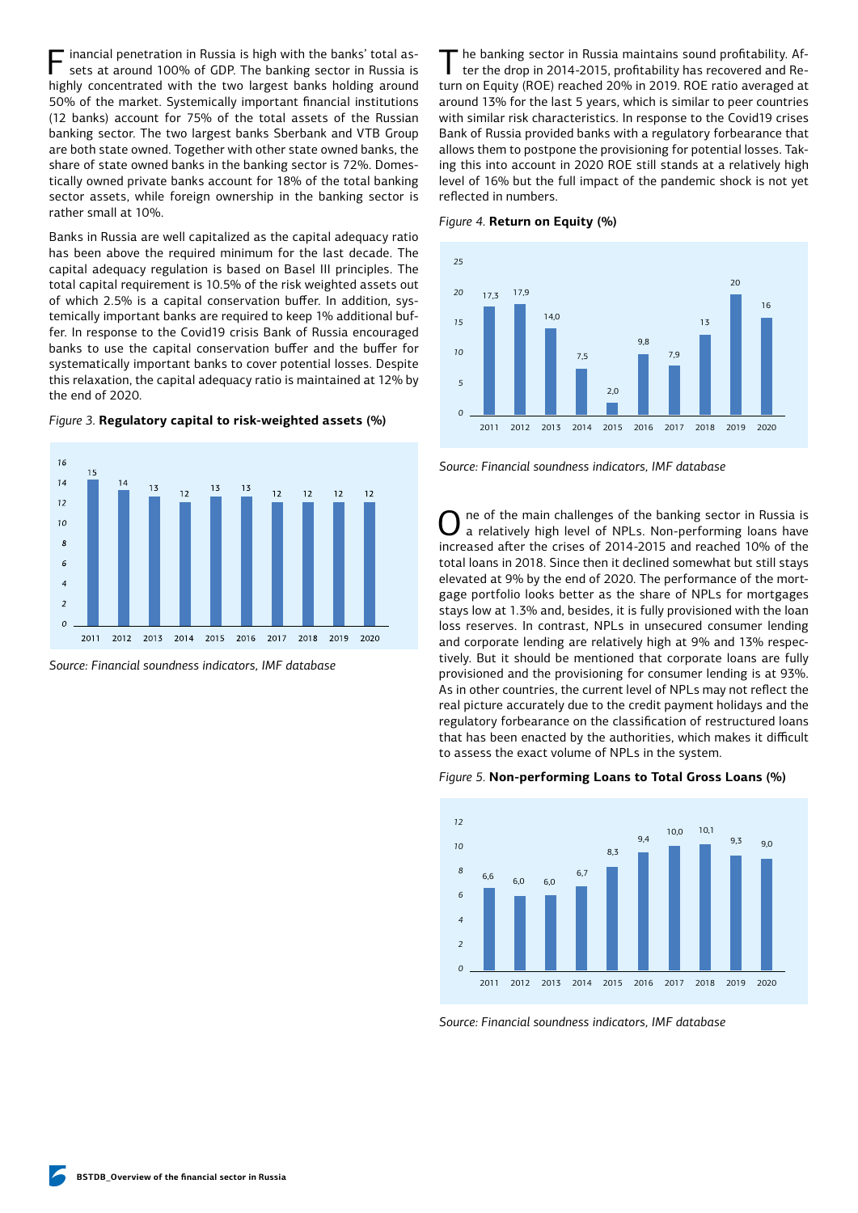Financial penetration in Russia is high with the banks' total assets at around 100% of GDP. The banking sector in Russia is highly concentrated with the two largest banks holding around 50% of the market. Systemically important financial institutions (12 banks) account for 75% of the total assets of the Russian banking sector. The two largest banks Sberbank and VTB Group are both state owned. Together with other state owned banks, the share of state owned banks in the banking sector is 72%. Domestically owned private banks account for 18% of the total banking sector assets, while foreign ownership in the banking sector is rather small at 10%.

Banks in Russia are well capitalized as the capital adequacy ratio has been above the required minimum for the last decade. The capital adequacy regulation is based on Basel III principles. The total capital requirement is 10.5% of the risk weighted assets out of which 2.5% is a capital conservation buffer. In addition, systemically important banks are required to keep 1% additional buffer. In response to the Covid19 crisis Bank of Russia encouraged banks to use the capital conservation buffer and the buffer for systematically important banks to cover potential losses. Despite this relaxation, the capital adequacy ratio is maintained at 12% by the end of 2020.

*Figure 3.* **Regulatory capital to risk-weighted assets (%)**

| Year | 2011 | 2012 | 2013 | 2014 | 2015 | 2016 | 2017 | 2018 | 2019 | 2020 |
|---|---|---|---|---|---|---|---|---|---|---|
| % | 15 | 14 | 13 | 12 | 13 | 13 | 12 | 12 | 12 | 12 |

*Source: Financial soundness indicators, IMF database*

The banking sector in Russia maintains sound profitability. After the drop in 2014-2015, profitability has recovered and Return on Equity (ROE) reached 20% in 2019. ROE ratio averaged at around 13% for the last 5 years, which is similar to peer countries with similar risk characteristics. In response to the Covid19 crises Bank of Russia provided banks with a regulatory forbearance that allows them to postpone the provisioning for potential losses. Taking this into account in 2020 ROE still stands at a relatively high level of 16% but the full impact of the pandemic shock is not yet reflected in numbers.

*Figure 4.* **Return on Equity (%)**

| Year | 2011 | 2012 | 2013 | 2014 | 2015 | 2016 | 2017 | 2018 | 2019 | 2020 |
|---|---|---|---|---|---|---|---|---|---|---|
| % | 17,3 | 17,9 | 14,0 | 7,5 | 2,0 | 9,8 | 7,9 | 13 | 20 | 16 |

*Source: Financial soundness indicators, IMF database*

One of the main challenges of the banking sector in Russia is a relatively high level of NPLs. Non-performing loans have increased after the crises of 2014-2015 and reached 10% of the total loans in 2018. Since then it declined somewhat but still stays elevated at 9% by the end of 2020. The performance of the mortgage portfolio looks better as the share of NPLs for mortgages stays low at 1.3% and, besides, it is fully provisioned with the loan loss reserves. In contrast, NPLs in unsecured consumer lending and corporate lending are relatively high at 9% and 13% respectively. But it should be mentioned that corporate loans are fully provisioned and the provisioning for consumer lending is at 93%. As in other countries, the current level of NPLs may not reflect the real picture accurately due to the credit payment holidays and the regulatory forbearance on the classification of restructured loans that has been enacted by the authorities, which makes it difficult to assess the exact volume of NPLs in the system.

*Figure 5.* **Non-performing Loans to Total Gross Loans (%)**

| Year | 2011 | 2012 | 2013 | 2014 | 2015 | 2016 | 2017 | 2018 | 2019 | 2020 |
|---|---|---|---|---|---|---|---|---|---|---|
| % | 6,6 | 6,0 | 6,0 | 6,7 | 8,3 | 9,4 | 10,0 | 10,1 | 9,3 | 9,0 |

*Source: Financial soundness indicators, IMF database*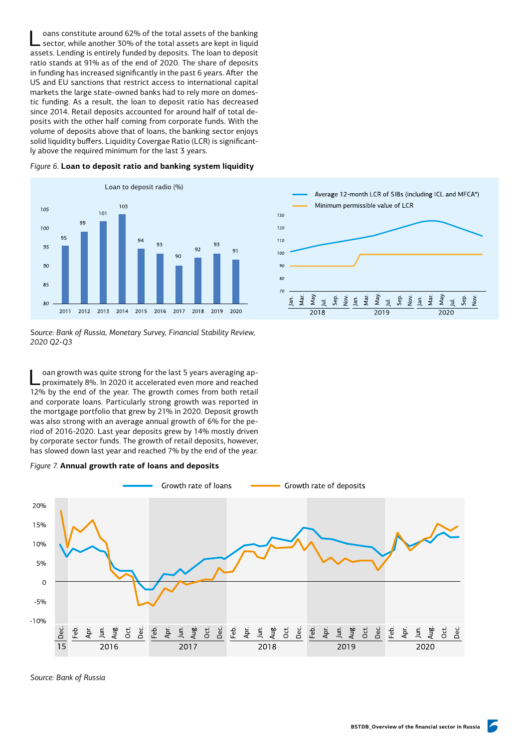Loans constitute around 62% of the total assets of the banking sector, while another 30% of the total assets are kept in liquid assets. Lending is entirely funded by deposits. The loan to deposit ratio stands at 91% as of the end of 2020. The share of deposits in funding has increased significantly in the past 6 years. After the US and EU sanctions that restrict access to international capital markets the large state-owned banks had to rely more on domestic funding. As a result, the loan to deposit ratio has decreased since 2014. Retail deposits accounted for around half of total deposits with the other half coming from corporate funds. With the volume of deposits above that of loans, the banking sector enjoys solid liquidity buffers. Liquidity Covergae Ratio (LCR) is significantly above the required minimum for the last 3 years.

*Figure 6.* **Loan to deposit ratio and banking system liquidity**

Loan to deposit radio (%)

| 2011 | 2012 | 2013 | 2014 | 2015 | 2016 | 2017 | 2018 | 2019 | 2020 |
|---|---|---|---|---|---|---|---|---|---|
| 95 | 99 | 101 | 103 | 94 | 93 | 90 | 92 | 93 | 91 |

Average 12-month LCR of SIBs (including ICL and MFCA*)
Minimum permissible value of LCR

*Source: Bank of Russia, Monetary Survey, Financial Stability Review, 2020 Q2-Q3*

Loan growth was quite strong for the last 5 years averaging approximately 8%. In 2020 it accelerated even more and reached 12% by the end of the year. The growth comes from both retail and corporate loans. Particularly strong growth was reported in the mortgage portfolio that grew by 21% in 2020. Deposit growth was also strong with an average annual growth of 6% for the period of 2016-2020. Last year deposits grew by 14% mostly driven by corporate sector funds. The growth of retail deposits, however, has slowed down last year and reached 7% by the end of the year.

*Figure 7.* **Annual growth rate of loans and deposits**

Growth rate of loans — Growth rate of deposits

*Source: Bank of Russia*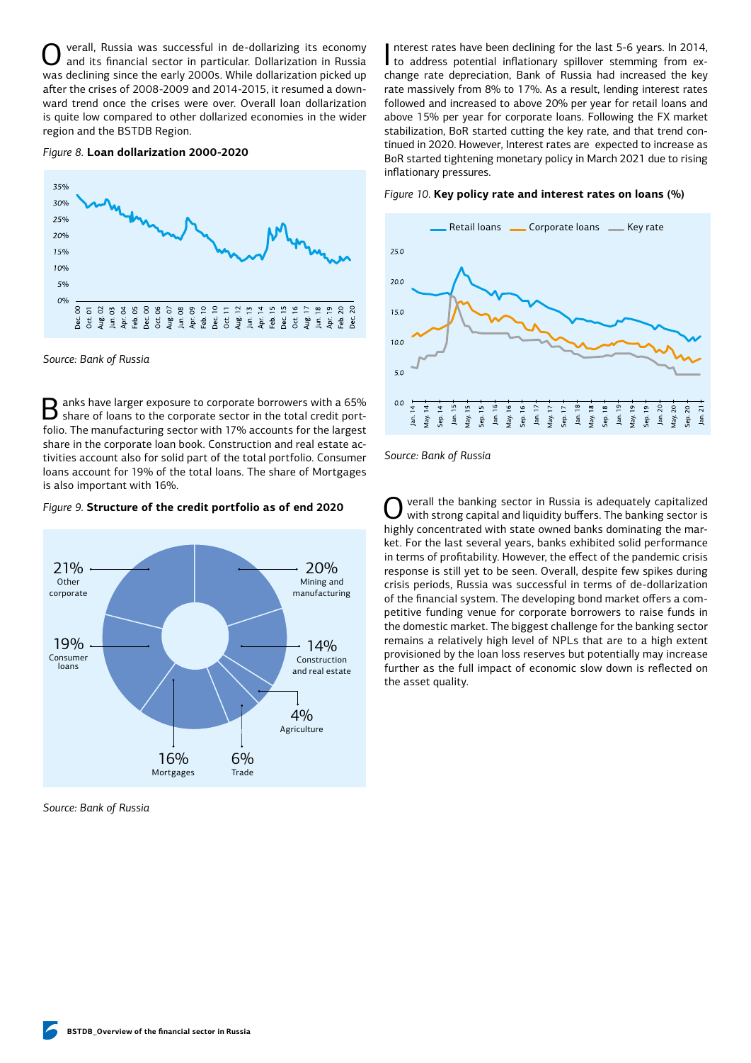Overall, Russia was successful in de-dollarizing its economy and its financial sector in particular. Dollarization in Russia was declining since the early 2000s. While dollarization picked up after the crises of 2008-2009 and 2014-2015, it resumed a downward trend once the crises were over. Overall loan dollarization is quite low compared to other dollarized economies in the wider region and the BSTDB Region.

*Figure 8.* **Loan dollarization 2000-2020**

35%
30%
25%
20%
15%
10%
5%
0%

Dec. 00, Oct. 01, Aug. 02, Jun. 03, Apr. 04, Feb. 05, Dec. 00, Oct. 06, Aug. 07, Jun. 08, Apr. 09, Feb. 10, Dec. 10, Oct. 11, Aug. 12, Jun. 13, Apr. 14, Feb. 15, Dec. 15, Oct. 16, Aug. 17, Jun. 18, Apr. 19, Feb. 20, Dec. 20

*Source: Bank of Russia*

Banks have larger exposure to corporate borrowers with a 65% share of loans to the corporate sector in the total credit portfolio. The manufacturing sector with 17% accounts for the largest share in the corporate loan book. Construction and real estate activities account also for solid part of the total portfolio. Consumer loans account for 19% of the total loans. The share of Mortgages is also important with 16%.

*Figure 9.* **Structure of the credit portfolio as of end 2020**

21% Other corporate
20% Mining and manufacturing
19% Consumer loans
14% Construction and real estate
4% Agriculture
16% Mortgages
6% Trade

*Source: Bank of Russia*

Interest rates have been declining for the last 5-6 years. In 2014, to address potential inflationary spillover stemming from exchange rate depreciation, Bank of Russia had increased the key rate massively from 8% to 17%. As a result, lending interest rates followed and increased to above 20% per year for retail loans and above 15% per year for corporate loans. Following the FX market stabilization, BoR started cutting the key rate, and that trend continued in 2020. However, Interest rates are expected to increase as BoR started tightening monetary policy in March 2021 due to rising inflationary pressures.

*Figure 10.* **Key policy rate and interest rates on loans (%)**

Retail loans | Corporate loans | Key rate

25.0
20.0
15.0
10.0
5.0
0.0

Jan. 14, May. 14, Sep. 14, Jan. 15, May. 15, Sep. 15, Jan. 16, May. 16, Sep. 16, Jan. 17, May. 17, Sep. 17, Jan. 18, May. 18, Sep. 18, Jan. 19, May. 19, Sep. 19, Jan. 20, May. 20, Sep. 20, Jan. 21

*Source: Bank of Russia*

Overall the banking sector in Russia is adequately capitalized with strong capital and liquidity buffers. The banking sector is highly concentrated with state owned banks dominating the market. For the last several years, banks exhibited solid performance in terms of profitability. However, the effect of the pandemic crisis response is still yet to be seen. Overall, despite few spikes during crisis periods, Russia was successful in terms of de-dollarization of the financial system. The developing bond market offers a competitive funding venue for corporate borrowers to raise funds in the domestic market. The biggest challenge for the banking sector remains a relatively high level of NPLs that are to a high extent provisioned by the loan loss reserves but potentially may increase further as the full impact of economic slow down is reflected on the asset quality.